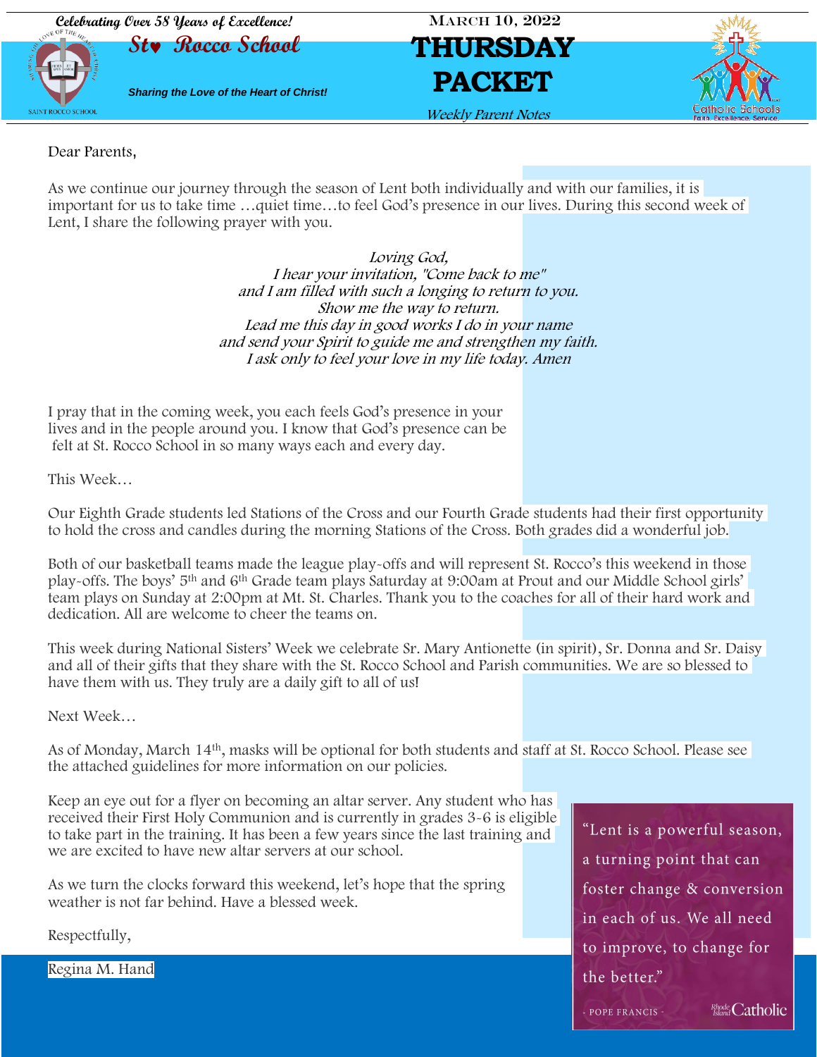Celebrating Over 58 Years of Excellence!

# St. Rocco School

*Sharing the Love of the Heart of Christ!*

MARCH 10, 2022

# THURSDAY PACKET

*Weekly Parent Notes*

Dear Parents,

As we continue our journey through the season of Lent both individually and with our families, it is important for us to take time …quiet time…to feel God's presence in our lives. During this second week of Lent, I share the following prayer with you.

*Loving God,*
*I hear your invitation, "Come back to me"*
*and I am filled with such a longing to return to you.*
*Show me the way to return.*
*Lead me this day in good works I do in your name*
*and send your Spirit to guide me and strengthen my faith.*
*I ask only to feel your love in my life today. Amen*

I pray that in the coming week, you each feels God's presence in your lives and in the people around you. I know that God's presence can be felt at St. Rocco School in so many ways each and every day.

This Week…

Our Eighth Grade students led Stations of the Cross and our Fourth Grade students had their first opportunity to hold the cross and candles during the morning Stations of the Cross. Both grades did a wonderful job.

Both of our basketball teams made the league play-offs and will represent St. Rocco's this weekend in those play-offs. The boys' 5th and 6th Grade team plays Saturday at 9:00am at Prout and our Middle School girls' team plays on Sunday at 2:00pm at Mt. St. Charles. Thank you to the coaches for all of their hard work and dedication. All are welcome to cheer the teams on.

This week during National Sisters' Week we celebrate Sr. Mary Antionette (in spirit), Sr. Donna and Sr. Daisy and all of their gifts that they share with the St. Rocco School and Parish communities. We are so blessed to have them with us. They truly are a daily gift to all of us!

Next Week…

As of Monday, March 14th, masks will be optional for both students and staff at St. Rocco School. Please see the attached guidelines for more information on our policies.

Keep an eye out for a flyer on becoming an altar server. Any student who has received their First Holy Communion and is currently in grades 3-6 is eligible to take part in the training. It has been a few years since the last training and we are excited to have new altar servers at our school.

As we turn the clocks forward this weekend, let's hope that the spring weather is not far behind. Have a blessed week.

Respectfully,

Regina M. Hand

"Lent is a powerful season, a turning point that can foster change & conversion in each of us. We all need to improve, to change for the better."

- POPE FRANCIS -

Rhode Island Catholic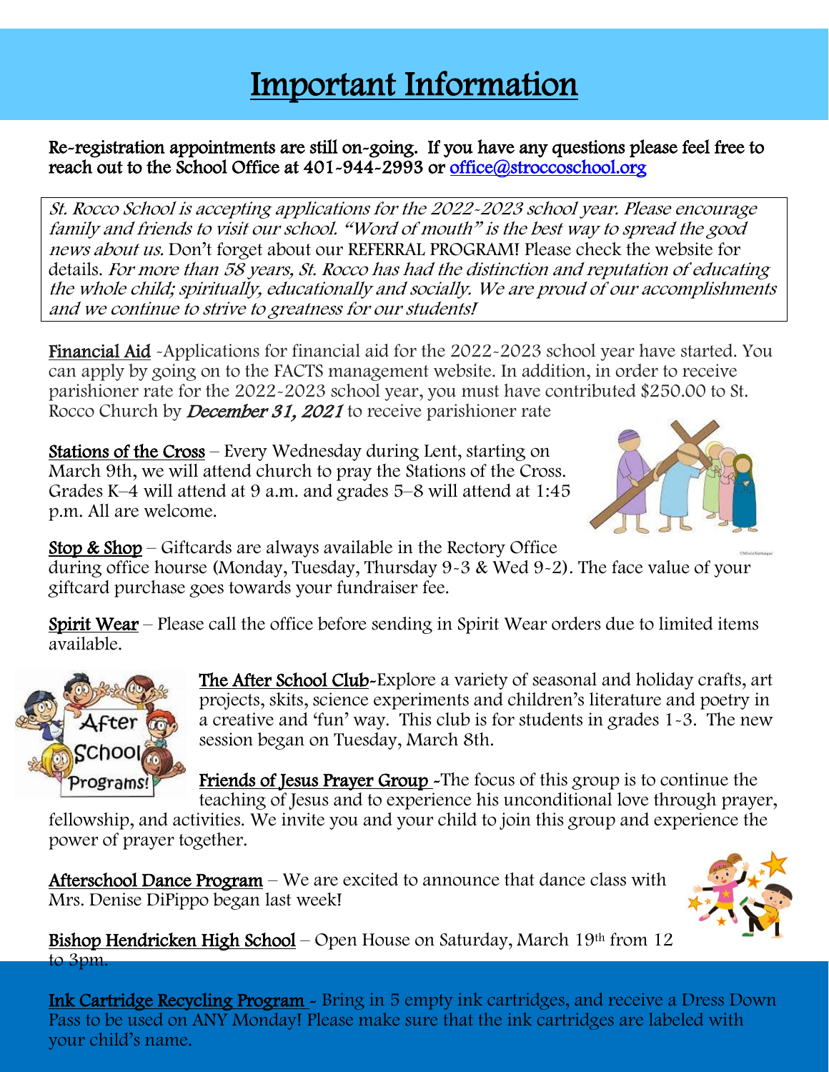# Important Information

**Re-registration appointments are still on-going. If you have any questions please feel free to reach out to the School Office at 401-944-2993 or office@stroccoschool.org**

*St. Rocco School is accepting applications for the 2022-2023 school year. Please encourage family and friends to visit our school. "Word of mouth" is the best way to spread the good news about us.* Don't forget about our REFERRAL PROGRAM! Please check the website for details. *For more than 58 years, St. Rocco has had the distinction and reputation of educating the whole child; spiritually, educationally and socially. We are proud of our accomplishments and we continue to strive to greatness for our students!*

**Financial Aid** -Applications for financial aid for the 2022-2023 school year have started. You can apply by going on to the FACTS management website. In addition, in order to receive parishioner rate for the 2022-2023 school year, you must have contributed $250.00 to St. Rocco Church by ***December 31, 2021*** to receive parishioner rate

**Stations of the Cross** – Every Wednesday during Lent, starting on March 9th, we will attend church to pray the Stations of the Cross. Grades K–4 will attend at 9 a.m. and grades 5–8 will attend at 1:45 p.m. All are welcome.

**Stop & Shop** – Giftcards are always available in the Rectory Office during office hourse (Monday, Tuesday, Thursday 9-3 & Wed 9-2). The face value of your giftcard purchase goes towards your fundraiser fee.

**Spirit Wear** – Please call the office before sending in Spirit Wear orders due to limited items available.

**The After School Club**-Explore a variety of seasonal and holiday crafts, art projects, skits, science experiments and children's literature and poetry in a creative and 'fun' way. This club is for students in grades 1-3. The new session began on Tuesday, March 8th.

**Friends of Jesus Prayer Group** -The focus of this group is to continue the teaching of Jesus and to experience his unconditional love through prayer, fellowship, and activities. We invite you and your child to join this group and experience the power of prayer together.

**Afterschool Dance Program** – We are excited to announce that dance class with Mrs. Denise DiPippo began last week!

**Bishop Hendricken High School** – Open House on Saturday, March 19th from 12 to 3pm.

**Ink Cartridge Recycling Program** - Bring in 5 empty ink cartridges, and receive a Dress Down Pass to be used on ANY Monday! Please make sure that the ink cartridges are labeled with your child's name.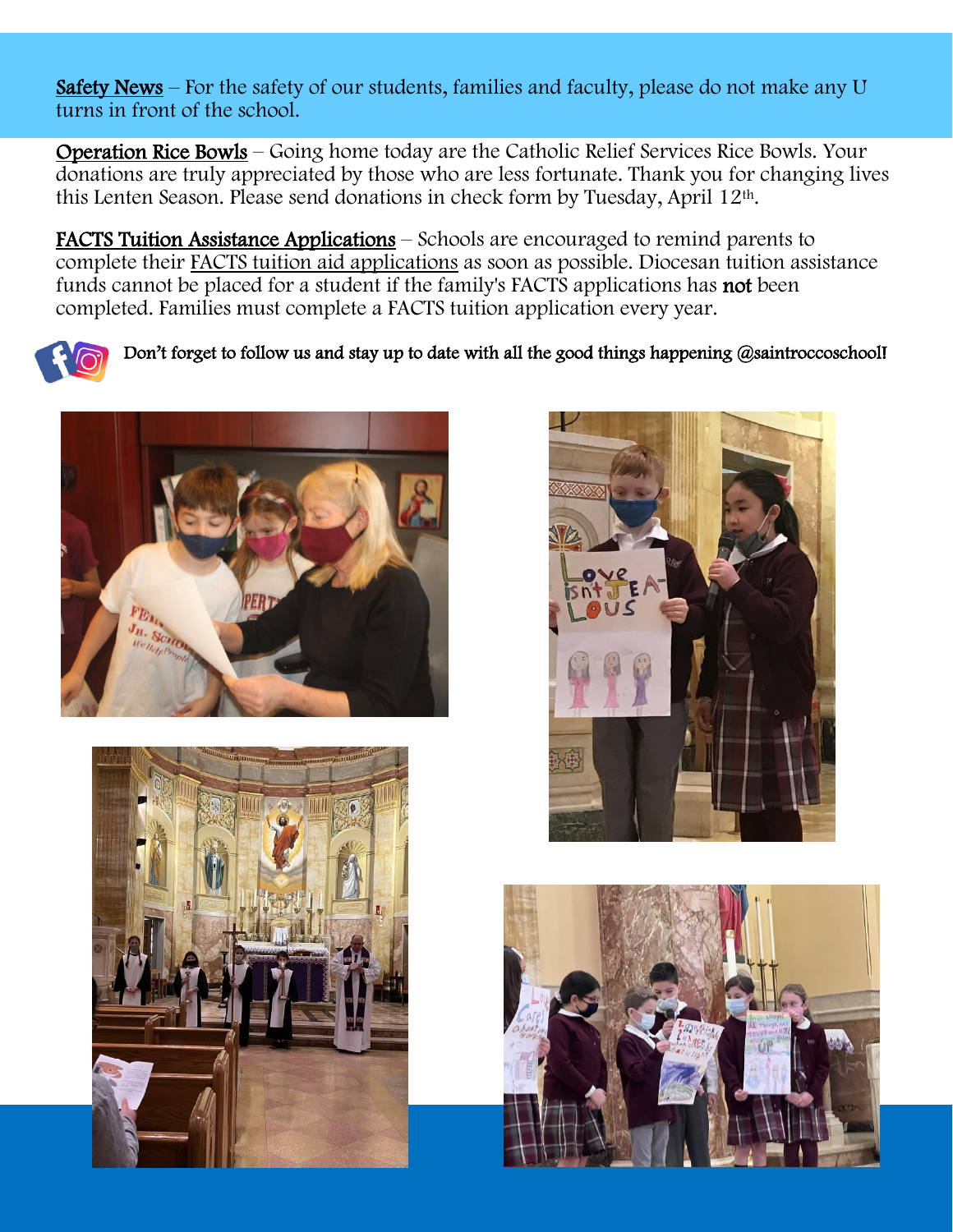**Safety News** – For the safety of our students, families and faculty, please do not make any U turns in front of the school.

**Operation Rice Bowls** – Going home today are the Catholic Relief Services Rice Bowls. Your donations are truly appreciated by those who are less fortunate. Thank you for changing lives this Lenten Season. Please send donations in check form by Tuesday, April 12th.

**FACTS Tuition Assistance Applications** – Schools are encouraged to remind parents to complete their FACTS tuition aid applications as soon as possible. Diocesan tuition assistance funds cannot be placed for a student if the family's FACTS applications has **not** been completed. Families must complete a FACTS tuition application every year.

Don't forget to follow us and stay up to date with all the good things happening @saintroccoschool!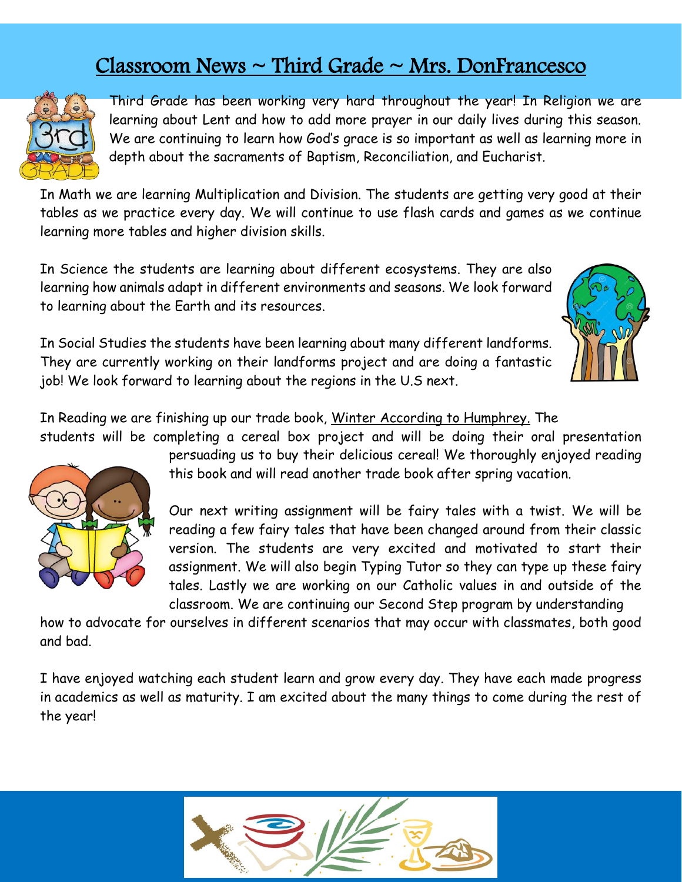# Classroom News ~ Third Grade ~ Mrs. DonFrancesco

Third Grade has been working very hard throughout the year! In Religion we are learning about Lent and how to add more prayer in our daily lives during this season. We are continuing to learn how God's grace is so important as well as learning more in depth about the sacraments of Baptism, Reconciliation, and Eucharist.

In Math we are learning Multiplication and Division. The students are getting very good at their tables as we practice every day. We will continue to use flash cards and games as we continue learning more tables and higher division skills.

In Science the students are learning about different ecosystems. They are also learning how animals adapt in different environments and seasons. We look forward to learning about the Earth and its resources.

In Social Studies the students have been learning about many different landforms. They are currently working on their landforms project and are doing a fantastic job! We look forward to learning about the regions in the U.S next.

In Reading we are finishing up our trade book, Winter According to Humphrey. The students will be completing a cereal box project and will be doing their oral presentation persuading us to buy their delicious cereal! We thoroughly enjoyed reading this book and will read another trade book after spring vacation.

Our next writing assignment will be fairy tales with a twist. We will be reading a few fairy tales that have been changed around from their classic version. The students are very excited and motivated to start their assignment. We will also begin Typing Tutor so they can type up these fairy tales. Lastly we are working on our Catholic values in and outside of the classroom. We are continuing our Second Step program by understanding how to advocate for ourselves in different scenarios that may occur with classmates, both good and bad.

I have enjoyed watching each student learn and grow every day. They have each made progress in academics as well as maturity. I am excited about the many things to come during the rest of the year!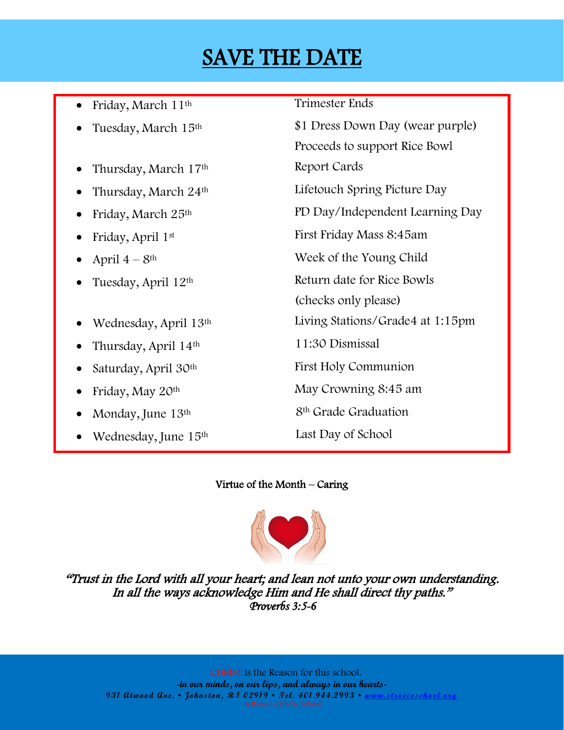# SAVE THE DATE

| | |
|---|---|
| Friday, March 11th | Trimester Ends |
| Tuesday, March 15th | $1 Dress Down Day (wear purple) Proceeds to support Rice Bowl |
| Thursday, March 17th | Report Cards |
| Thursday, March 24th | Lifetouch Spring Picture Day |
| Friday, March 25th | PD Day/Independent Learning Day |
| Friday, April 1st | First Friday Mass 8:45am |
| April 4 – 8th | Week of the Young Child |
| Tuesday, April 12th | Return date for Rice Bowls (checks only please) |
| Wednesday, April 13th | Living Stations/Grade4 at 1:15pm |
| Thursday, April 14th | 11:30 Dismissal |
| Saturday, April 30th | First Holy Communion |
| Friday, May 20th | May Crowning 8:45 am |
| Monday, June 13th | 8th Grade Graduation |
| Wednesday, June 15th | Last Day of School |

Virtue of the Month – Caring

*"Trust in the Lord with all your heart; and lean not unto your own understanding. In all the ways acknowledge Him and He shall direct thy paths."*
*Proverbs 3:5-6*

CHRIST is the Reason for this school.
*-in our minds, on our lips, and always in our hearts-*
931 Atwood Ave. • Johnston, RI 02919 • Tel. 401.944.2993 • www.stroccoschool.org
A Roman Catholic School